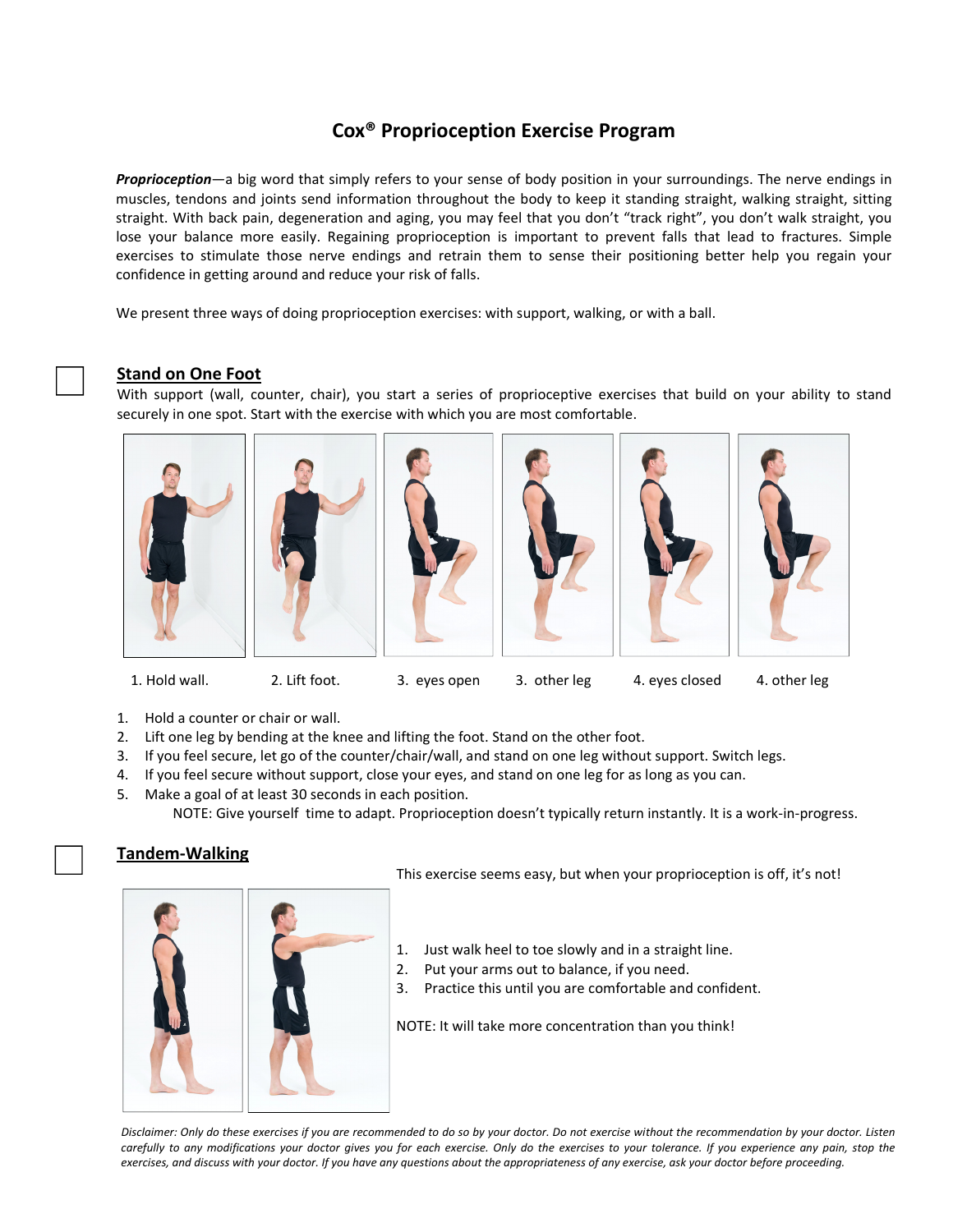# Cox® Proprioception Exercise Program

***Proprioception***—a big word that simply refers to your sense of body position in your surroundings. The nerve endings in muscles, tendons and joints send information throughout the body to keep it standing straight, walking straight, sitting straight. With back pain, degeneration and aging, you may feel that you don't "track right", you don't walk straight, you lose your balance more easily. Regaining proprioception is important to prevent falls that lead to fractures. Simple exercises to stimulate those nerve endings and retrain them to sense their positioning better help you regain your confidence in getting around and reduce your risk of falls.

We present three ways of doing proprioception exercises: with support, walking, or with a ball.

## Stand on One Foot

With support (wall, counter, chair), you start a series of proprioceptive exercises that build on your ability to stand securely in one spot. Start with the exercise with which you are most comfortable.

1. Hold wall. 2. Lift foot. 3. eyes open 3. other leg 4. eyes closed 4. other leg

1. Hold a counter or chair or wall.
2. Lift one leg by bending at the knee and lifting the foot. Stand on the other foot.
3. If you feel secure, let go of the counter/chair/wall, and stand on one leg without support. Switch legs.
4. If you feel secure without support, close your eyes, and stand on one leg for as long as you can.
5. Make a goal of at least 30 seconds in each position.

NOTE: Give yourself time to adapt. Proprioception doesn't typically return instantly. It is a work-in-progress.

## Tandem-Walking

This exercise seems easy, but when your proprioception is off, it's not!

1. Just walk heel to toe slowly and in a straight line.
2. Put your arms out to balance, if you need.
3. Practice this until you are comfortable and confident.

NOTE: It will take more concentration than you think!

*Disclaimer: Only do these exercises if you are recommended to do so by your doctor. Do not exercise without the recommendation by your doctor. Listen carefully to any modifications your doctor gives you for each exercise. Only do the exercises to your tolerance. If you experience any pain, stop the exercises, and discuss with your doctor. If you have any questions about the appropriateness of any exercise, ask your doctor before proceeding.*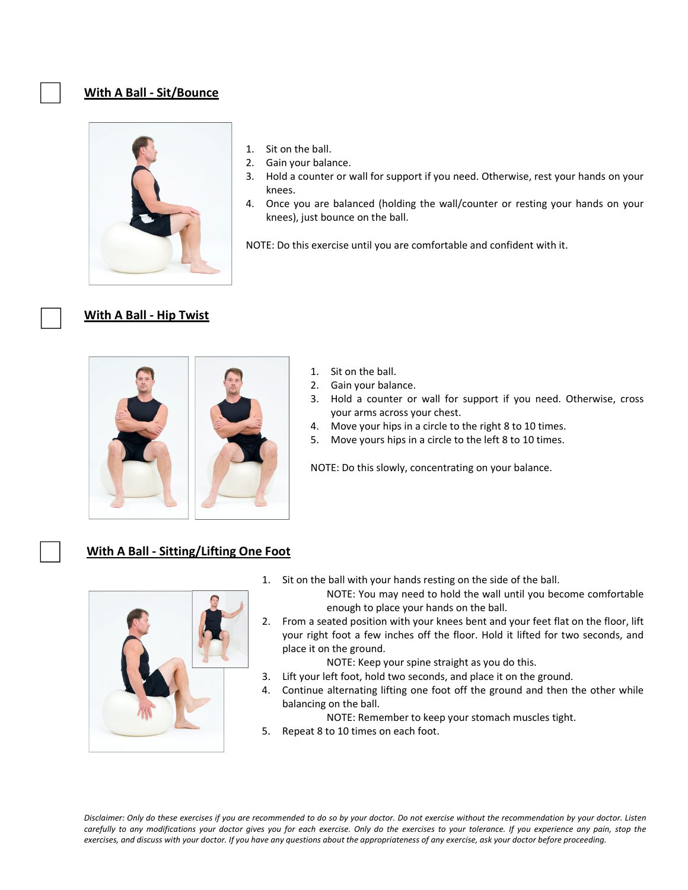☐ **With A Ball - Sit/Bounce**

1. Sit on the ball.
2. Gain your balance.
3. Hold a counter or wall for support if you need. Otherwise, rest your hands on your knees.
4. Once you are balanced (holding the wall/counter or resting your hands on your knees), just bounce on the ball.

NOTE: Do this exercise until you are comfortable and confident with it.

☐ **With A Ball - Hip Twist**

1. Sit on the ball.
2. Gain your balance.
3. Hold a counter or wall for support if you need. Otherwise, cross your arms across your chest.
4. Move your hips in a circle to the right 8 to 10 times.
5. Move yours hips in a circle to the left 8 to 10 times.

NOTE: Do this slowly, concentrating on your balance.

☐ **With A Ball - Sitting/Lifting One Foot**

1. Sit on the ball with your hands resting on the side of the ball.
   NOTE: You may need to hold the wall until you become comfortable enough to place your hands on the ball.
2. From a seated position with your knees bent and your feet flat on the floor, lift your right foot a few inches off the floor. Hold it lifted for two seconds, and place it on the ground.
   NOTE: Keep your spine straight as you do this.
3. Lift your left foot, hold two seconds, and place it on the ground.
4. Continue alternating lifting one foot off the ground and then the other while balancing on the ball.
   NOTE: Remember to keep your stomach muscles tight.
5. Repeat 8 to 10 times on each foot.

*Disclaimer: Only do these exercises if you are recommended to do so by your doctor. Do not exercise without the recommendation by your doctor. Listen carefully to any modifications your doctor gives you for each exercise. Only do the exercises to your tolerance. If you experience any pain, stop the exercises, and discuss with your doctor. If you have any questions about the appropriateness of any exercise, ask your doctor before proceeding.*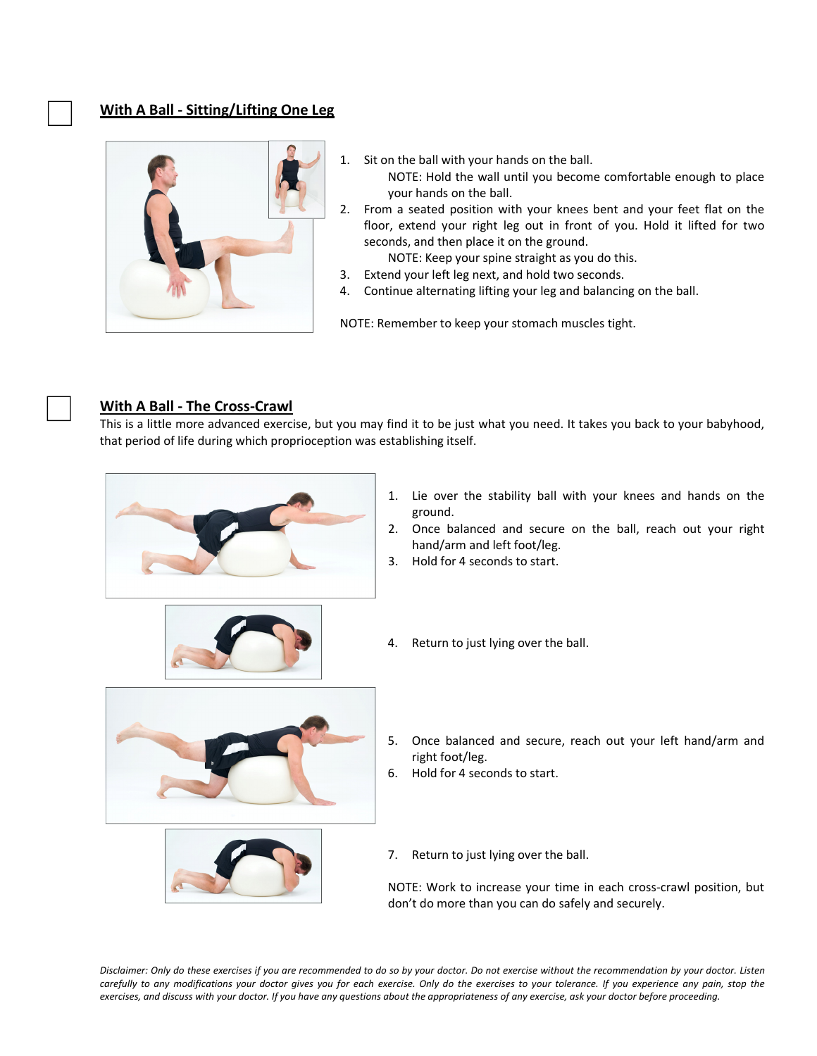☐ 

## With A Ball - Sitting/Lifting One Leg

1. Sit on the ball with your hands on the ball.
   NOTE: Hold the wall until you become comfortable enough to place your hands on the ball.
2. From a seated position with your knees bent and your feet flat on the floor, extend your right leg out in front of you. Hold it lifted for two seconds, and then place it on the ground.
   NOTE: Keep your spine straight as you do this.
3. Extend your left leg next, and hold two seconds.
4. Continue alternating lifting your leg and balancing on the ball.

NOTE: Remember to keep your stomach muscles tight.

☐ 

## With A Ball - The Cross-Crawl

This is a little more advanced exercise, but you may find it to be just what you need. It takes you back to your babyhood, that period of life during which proprioception was establishing itself.

1. Lie over the stability ball with your knees and hands on the ground.
2. Once balanced and secure on the ball, reach out your right hand/arm and left foot/leg.
3. Hold for 4 seconds to start.
4. Return to just lying over the ball.
5. Once balanced and secure, reach out your left hand/arm and right foot/leg.
6. Hold for 4 seconds to start.
7. Return to just lying over the ball.

NOTE: Work to increase your time in each cross-crawl position, but don't do more than you can do safely and securely.

*Disclaimer: Only do these exercises if you are recommended to do so by your doctor. Do not exercise without the recommendation by your doctor. Listen carefully to any modifications your doctor gives you for each exercise. Only do the exercises to your tolerance. If you experience any pain, stop the exercises, and discuss with your doctor. If you have any questions about the appropriateness of any exercise, ask your doctor before proceeding.*